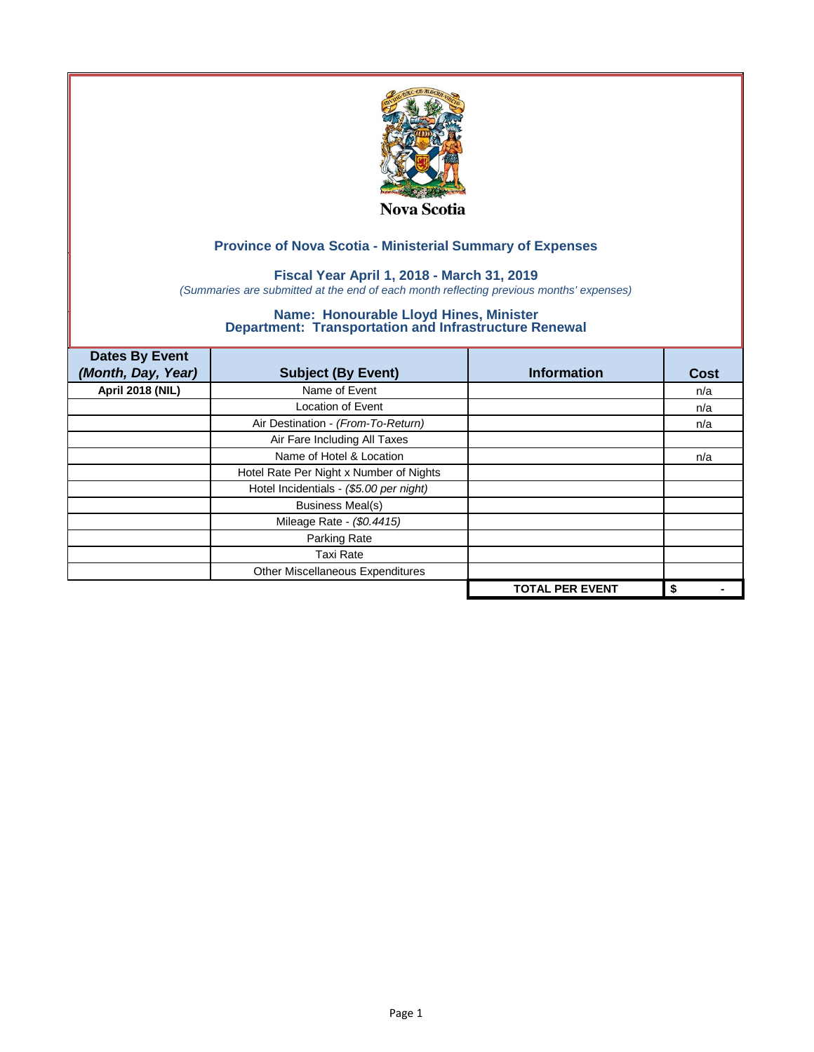Nova Scotia

## Province of Nova Scotia - Ministerial Summary of Expenses

### Fiscal Year April 1, 2018 - March 31, 2019

*(Summaries are submitted at the end of each month reflecting previous months' expenses)*

### Name: Honourable Lloyd Hines, Minister
### Department: Transportation and Infrastructure Renewal

| Dates By Event *(Month, Day, Year)* | Subject (By Event) | Information | Cost |
|---|---|---|---|
| **April 2018 (NIL)** | Name of Event | | n/a |
| | Location of Event | | n/a |
| | Air Destination - *(From-To-Return)* | | n/a |
| | Air Fare Including All Taxes | | |
| | Name of Hotel & Location | | n/a |
| | Hotel Rate Per Night x Number of Nights | | |
| | Hotel Incidentials - *($5.00 per night)* | | |
| | Business Meal(s) | | |
| | Mileage Rate - *($0.4415)* | | |
| | Parking Rate | | |
| | Taxi Rate | | |
| | Other Miscellaneous Expenditures | | |
| | | **TOTAL PER EVENT** | **$ -** |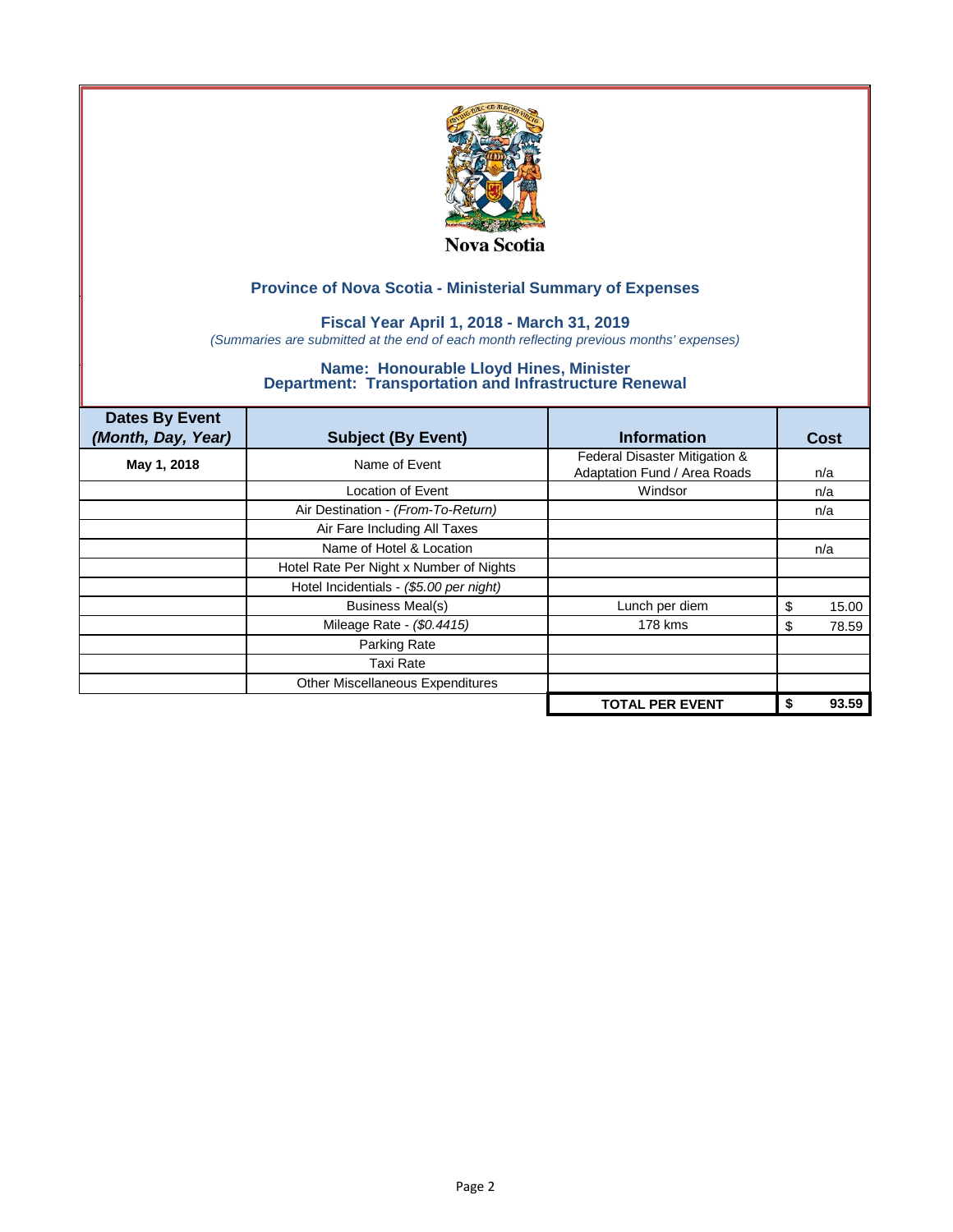Nova Scotia

## Province of Nova Scotia - Ministerial Summary of Expenses

### Fiscal Year April 1, 2018 - March 31, 2019

*(Summaries are submitted at the end of each month reflecting previous months' expenses)*

### Name: Honourable Lloyd Hines, Minister
### Department: Transportation and Infrastructure Renewal

| Dates By Event *(Month, Day, Year)* | Subject (By Event) | Information | Cost |
|---|---|---|---|
| **May 1, 2018** | Name of Event | Federal Disaster Mitigation & Adaptation Fund / Area Roads | n/a |
| | Location of Event | Windsor | n/a |
| | Air Destination - *(From-To-Return)* | | n/a |
| | Air Fare Including All Taxes | | |
| | Name of Hotel & Location | | n/a |
| | Hotel Rate Per Night x Number of Nights | | |
| | Hotel Incidentials - *($5.00 per night)* | | |
| | Business Meal(s) | Lunch per diem | $ 15.00 |
| | Mileage Rate - *($0.4415)* | 178 kms | $ 78.59 |
| | Parking Rate | | |
| | Taxi Rate | | |
| | Other Miscellaneous Expenditures | | |
| | | **TOTAL PER EVENT** | **$ 93.59** |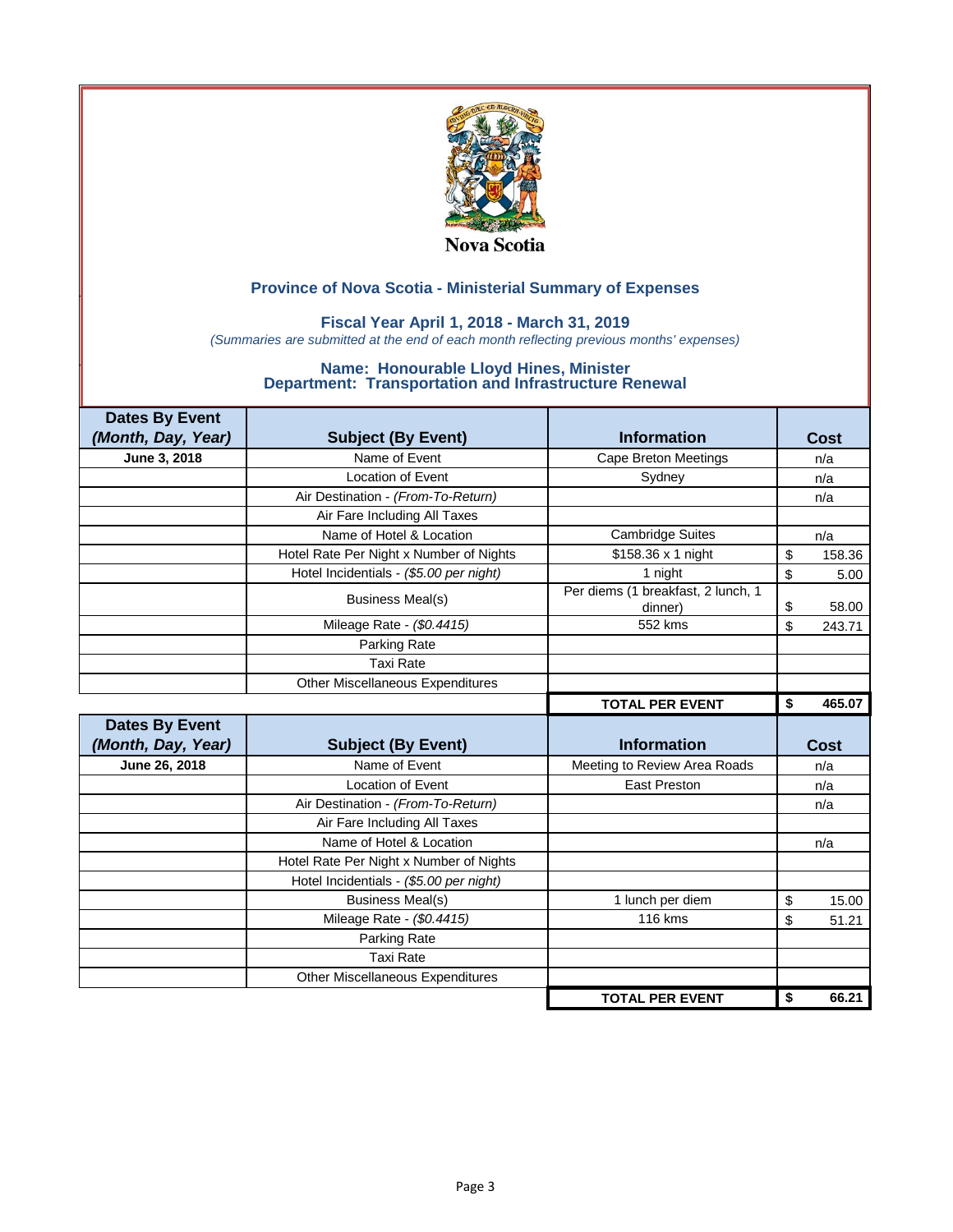Nova Scotia

## Province of Nova Scotia - Ministerial Summary of Expenses

### Fiscal Year April 1, 2018 - March 31, 2019

*(Summaries are submitted at the end of each month reflecting previous months' expenses)*

### Name: Honourable Lloyd Hines, Minister
### Department: Transportation and Infrastructure Renewal

| Dates By Event *(Month, Day, Year)* | Subject (By Event) | Information | Cost |
|---|---|---|---|
| **June 3, 2018** | Name of Event | Cape Breton Meetings | n/a |
| | Location of Event | Sydney | n/a |
| | Air Destination - *(From-To-Return)* | | n/a |
| | Air Fare Including All Taxes | | |
| | Name of Hotel & Location | Cambridge Suites | n/a |
| | Hotel Rate Per Night x Number of Nights | $158.36 x 1 night | $ 158.36 |
| | Hotel Incidentials - *($5.00 per night)* | 1 night | $ 5.00 |
| | Business Meal(s) | Per diems (1 breakfast, 2 lunch, 1 dinner) | $ 58.00 |
| | Mileage Rate - *($0.4415)* | 552 kms | $ 243.71 |
| | Parking Rate | | |
| | Taxi Rate | | |
| | Other Miscellaneous Expenditures | | |
| | | **TOTAL PER EVENT** | **$ 465.07** |

| Dates By Event *(Month, Day, Year)* | Subject (By Event) | Information | Cost |
|---|---|---|---|
| **June 26, 2018** | Name of Event | Meeting to Review Area Roads | n/a |
| | Location of Event | East Preston | n/a |
| | Air Destination - *(From-To-Return)* | | n/a |
| | Air Fare Including All Taxes | | |
| | Name of Hotel & Location | | n/a |
| | Hotel Rate Per Night x Number of Nights | | |
| | Hotel Incidentials - *($5.00 per night)* | | |
| | Business Meal(s) | 1 lunch per diem | $ 15.00 |
| | Mileage Rate - *($0.4415)* | 116 kms | $ 51.21 |
| | Parking Rate | | |
| | Taxi Rate | | |
| | Other Miscellaneous Expenditures | | |
| | | **TOTAL PER EVENT** | **$ 66.21** |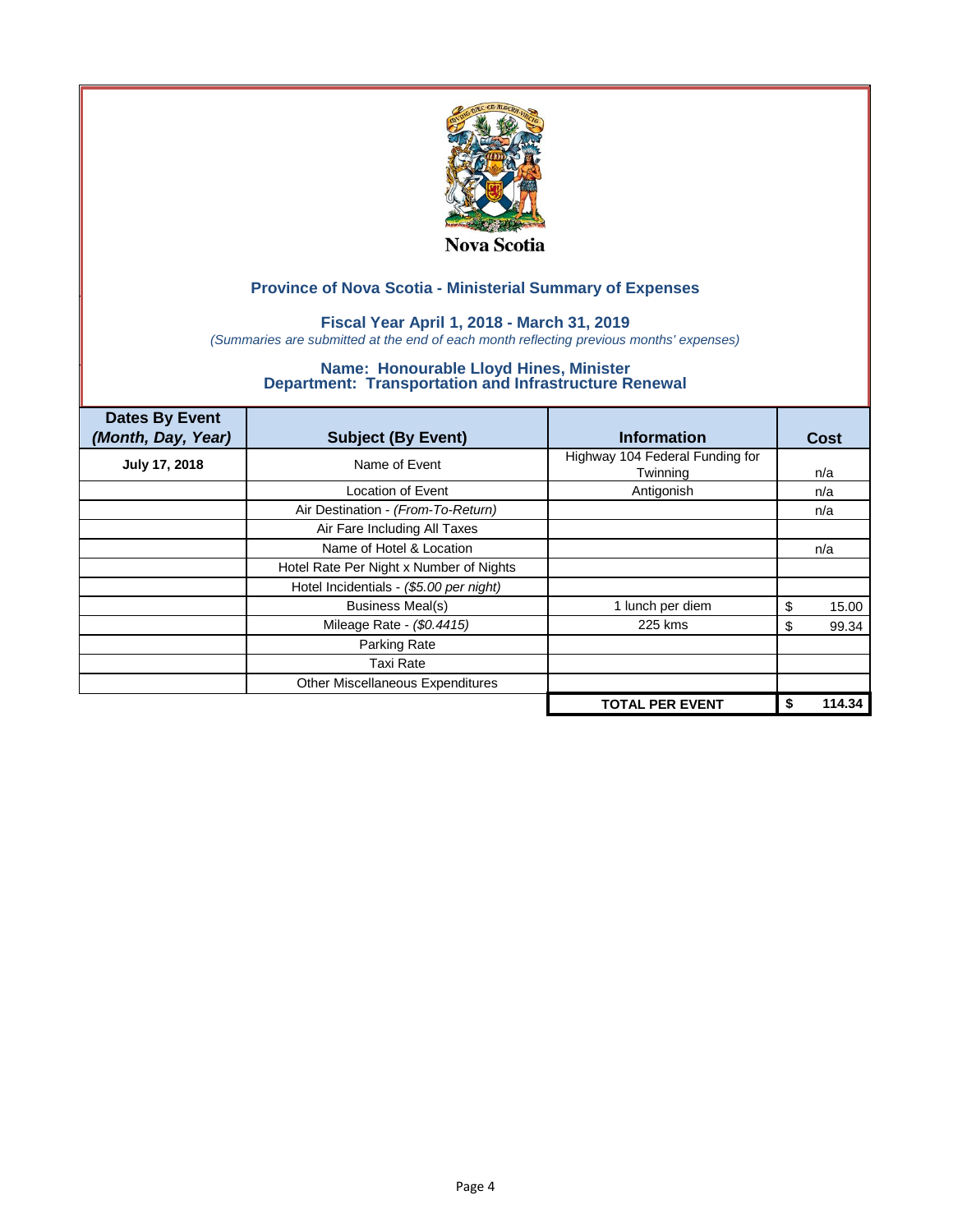Nova Scotia

## Province of Nova Scotia - Ministerial Summary of Expenses

### Fiscal Year April 1, 2018 - March 31, 2019

*(Summaries are submitted at the end of each month reflecting previous months' expenses)*

### Name: Honourable Lloyd Hines, Minister
### Department: Transportation and Infrastructure Renewal

| Dates By Event *(Month, Day, Year)* | Subject (By Event) | Information | Cost |
|---|---|---|---|
| **July 17, 2018** | Name of Event | Highway 104 Federal Funding for Twinning | n/a |
| | Location of Event | Antigonish | n/a |
| | Air Destination - *(From-To-Return)* | | n/a |
| | Air Fare Including All Taxes | | |
| | Name of Hotel & Location | | n/a |
| | Hotel Rate Per Night x Number of Nights | | |
| | Hotel Incidentials - *($5.00 per night)* | | |
| | Business Meal(s) | 1 lunch per diem | $ 15.00 |
| | Mileage Rate - *($0.4415)* | 225 kms | $ 99.34 |
| | Parking Rate | | |
| | Taxi Rate | | |
| | Other Miscellaneous Expenditures | | |
| | | **TOTAL PER EVENT** | **$ 114.34** |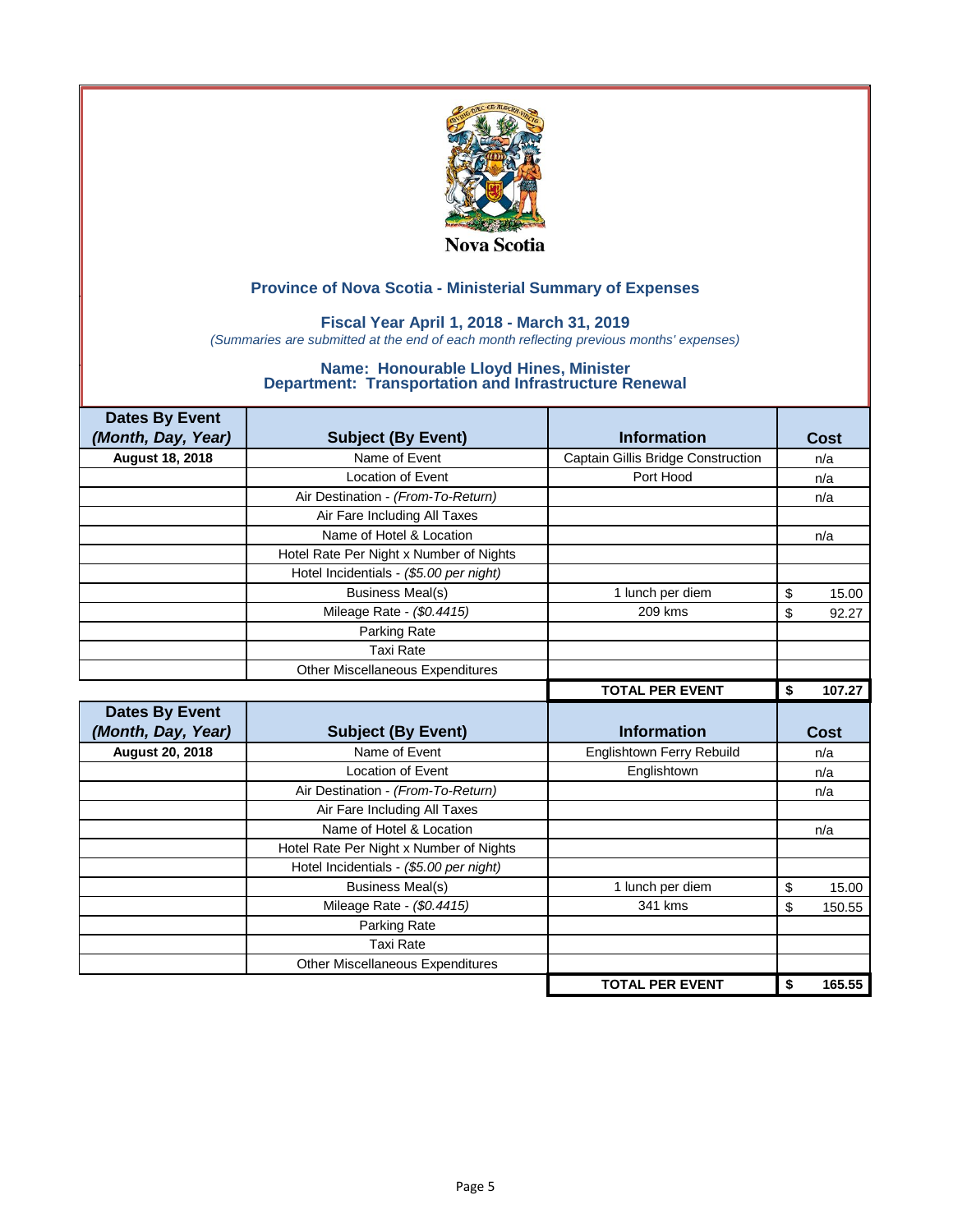Nova Scotia

## Province of Nova Scotia - Ministerial Summary of Expenses

### Fiscal Year April 1, 2018 - March 31, 2019

*(Summaries are submitted at the end of each month reflecting previous months' expenses)*

### Name: Honourable Lloyd Hines, Minister
### Department: Transportation and Infrastructure Renewal

| Dates By Event *(Month, Day, Year)* | Subject (By Event) | Information | Cost |
|---|---|---|---|
| **August 18, 2018** | Name of Event | Captain Gillis Bridge Construction | n/a |
| | Location of Event | Port Hood | n/a |
| | Air Destination - *(From-To-Return)* | | n/a |
| | Air Fare Including All Taxes | | |
| | Name of Hotel & Location | | n/a |
| | Hotel Rate Per Night x Number of Nights | | |
| | Hotel Incidentials - *($5.00 per night)* | | |
| | Business Meal(s) | 1 lunch per diem | $ 15.00 |
| | Mileage Rate - *($0.4415)* | 209 kms | $ 92.27 |
| | Parking Rate | | |
| | Taxi Rate | | |
| | Other Miscellaneous Expenditures | | |
| | | **TOTAL PER EVENT** | **$ 107.27** |

| Dates By Event *(Month, Day, Year)* | Subject (By Event) | Information | Cost |
|---|---|---|---|
| **August 20, 2018** | Name of Event | Englishtown Ferry Rebuild | n/a |
| | Location of Event | Englishtown | n/a |
| | Air Destination - *(From-To-Return)* | | n/a |
| | Air Fare Including All Taxes | | |
| | Name of Hotel & Location | | n/a |
| | Hotel Rate Per Night x Number of Nights | | |
| | Hotel Incidentials - *($5.00 per night)* | | |
| | Business Meal(s) | 1 lunch per diem | $ 15.00 |
| | Mileage Rate - *($0.4415)* | 341 kms | $ 150.55 |
| | Parking Rate | | |
| | Taxi Rate | | |
| | Other Miscellaneous Expenditures | | |
| | | **TOTAL PER EVENT** | **$ 165.55** |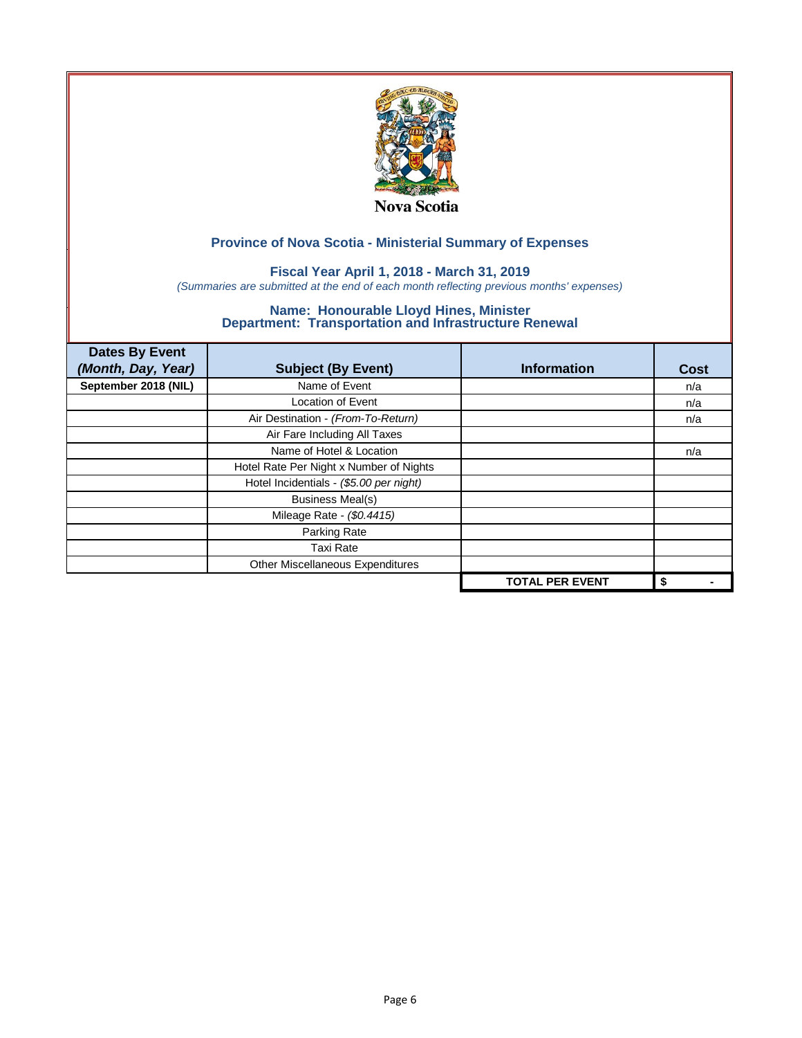Nova Scotia

## Province of Nova Scotia - Ministerial Summary of Expenses

### Fiscal Year April 1, 2018 - March 31, 2019

*(Summaries are submitted at the end of each month reflecting previous months' expenses)*

### Name: Honourable Lloyd Hines, Minister
### Department: Transportation and Infrastructure Renewal

| Dates By Event *(Month, Day, Year)* | Subject (By Event) | Information | Cost |
|---|---|---|---|
| September 2018 (NIL) | Name of Event | | n/a |
| | Location of Event | | n/a |
| | Air Destination - *(From-To-Return)* | | n/a |
| | Air Fare Including All Taxes | | |
| | Name of Hotel & Location | | n/a |
| | Hotel Rate Per Night x Number of Nights | | |
| | Hotel Incidentials - *($5.00 per night)* | | |
| | Business Meal(s) | | |
| | Mileage Rate - *($0.4415)* | | |
| | Parking Rate | | |
| | Taxi Rate | | |
| | Other Miscellaneous Expenditures | | |
| | | **TOTAL PER EVENT** | **$ -** |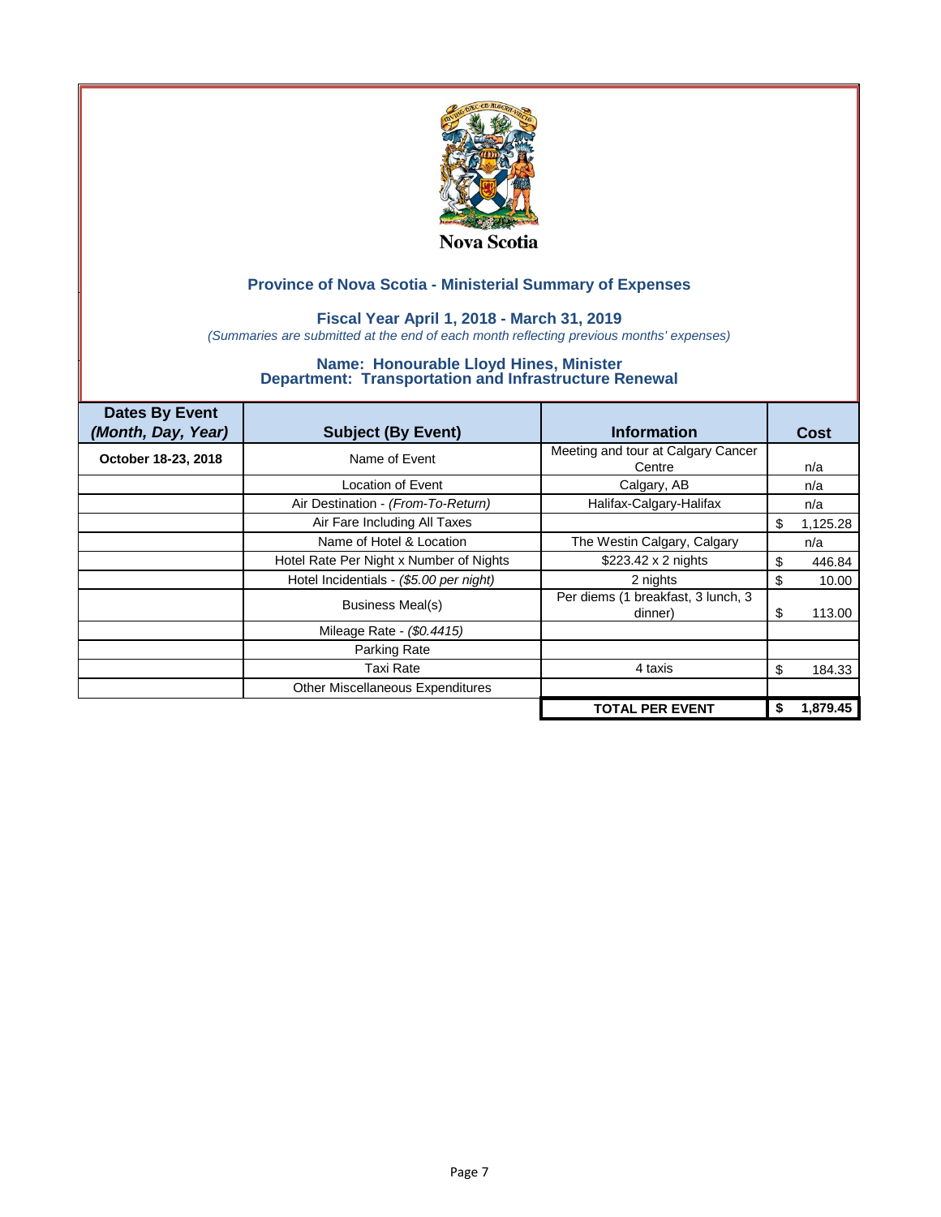Nova Scotia

## Province of Nova Scotia - Ministerial Summary of Expenses

### Fiscal Year April 1, 2018 - March 31, 2019

*(Summaries are submitted at the end of each month reflecting previous months' expenses)*

### Name: Honourable Lloyd Hines, Minister
### Department: Transportation and Infrastructure Renewal

| Dates By Event *(Month, Day, Year)* | Subject (By Event) | Information | Cost |
|---|---|---|---|
| **October 18-23, 2018** | Name of Event | Meeting and tour at Calgary Cancer Centre | n/a |
| | Location of Event | Calgary, AB | n/a |
| | Air Destination - *(From-To-Return)* | Halifax-Calgary-Halifax | n/a |
| | Air Fare Including All Taxes | | $ 1,125.28 |
| | Name of Hotel & Location | The Westin Calgary, Calgary | n/a |
| | Hotel Rate Per Night x Number of Nights | $223.42 x 2 nights | $ 446.84 |
| | Hotel Incidentials - *($5.00 per night)* | 2 nights | $ 10.00 |
| | Business Meal(s) | Per diems (1 breakfast, 3 lunch, 3 dinner) | $ 113.00 |
| | Mileage Rate - *($0.4415)* | | |
| | Parking Rate | | |
| | Taxi Rate | 4 taxis | $ 184.33 |
| | Other Miscellaneous Expenditures | | |
| | | **TOTAL PER EVENT** | **$ 1,879.45** |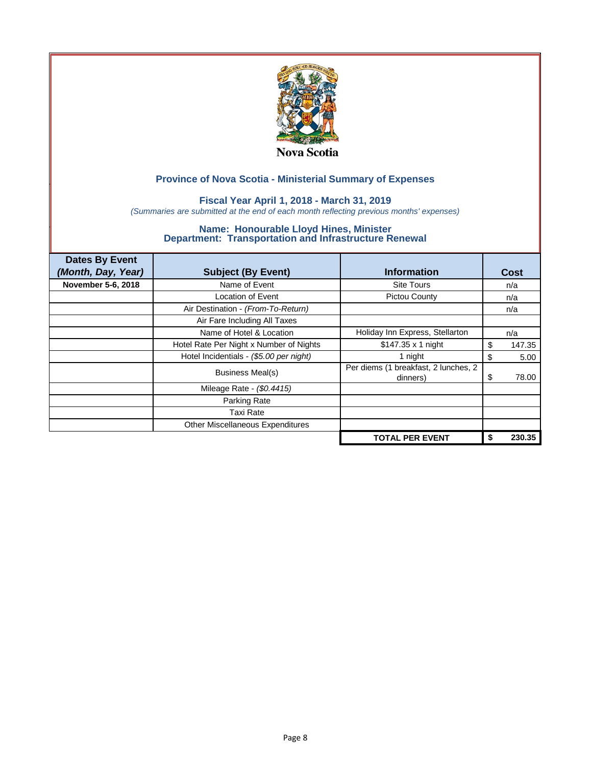Nova Scotia

## Province of Nova Scotia - Ministerial Summary of Expenses

### Fiscal Year April 1, 2018 - March 31, 2019

*(Summaries are submitted at the end of each month reflecting previous months' expenses)*

### Name: Honourable Lloyd Hines, Minister
### Department: Transportation and Infrastructure Renewal

| Dates By Event *(Month, Day, Year)* | Subject (By Event) | Information | Cost |
|---|---|---|---|
| **November 5-6, 2018** | Name of Event | Site Tours | n/a |
| | Location of Event | Pictou County | n/a |
| | Air Destination - *(From-To-Return)* | | n/a |
| | Air Fare Including All Taxes | | |
| | Name of Hotel & Location | Holiday Inn Express, Stellarton | n/a |
| | Hotel Rate Per Night x Number of Nights | $147.35 x 1 night | $ 147.35 |
| | Hotel Incidentials - *($5.00 per night)* | 1 night | $ 5.00 |
| | Business Meal(s) | Per diems (1 breakfast, 2 lunches, 2 dinners) | $ 78.00 |
| | Mileage Rate - *($0.4415)* | | |
| | Parking Rate | | |
| | Taxi Rate | | |
| | Other Miscellaneous Expenditures | | |
| | | **TOTAL PER EVENT** | **$ 230.35** |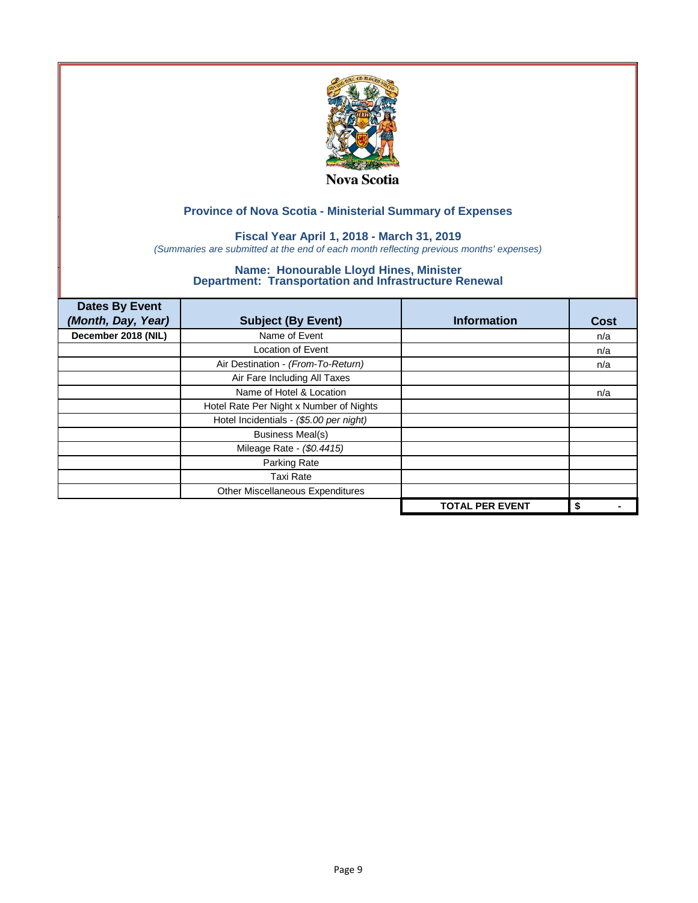Nova Scotia

## Province of Nova Scotia - Ministerial Summary of Expenses

### Fiscal Year April 1, 2018 - March 31, 2019

*(Summaries are submitted at the end of each month reflecting previous months' expenses)*

### Name: Honourable Lloyd Hines, Minister
### Department: Transportation and Infrastructure Renewal

| Dates By Event *(Month, Day, Year)* | Subject (By Event) | Information | Cost |
|---|---|---|---|
| December 2018 (NIL) | Name of Event | | n/a |
| | Location of Event | | n/a |
| | Air Destination - *(From-To-Return)* | | n/a |
| | Air Fare Including All Taxes | | |
| | Name of Hotel & Location | | n/a |
| | Hotel Rate Per Night x Number of Nights | | |
| | Hotel Incidentials - *($5.00 per night)* | | |
| | Business Meal(s) | | |
| | Mileage Rate - *($0.4415)* | | |
| | Parking Rate | | |
| | Taxi Rate | | |
| | Other Miscellaneous Expenditures | | |
| | | **TOTAL PER EVENT** | **$ -** |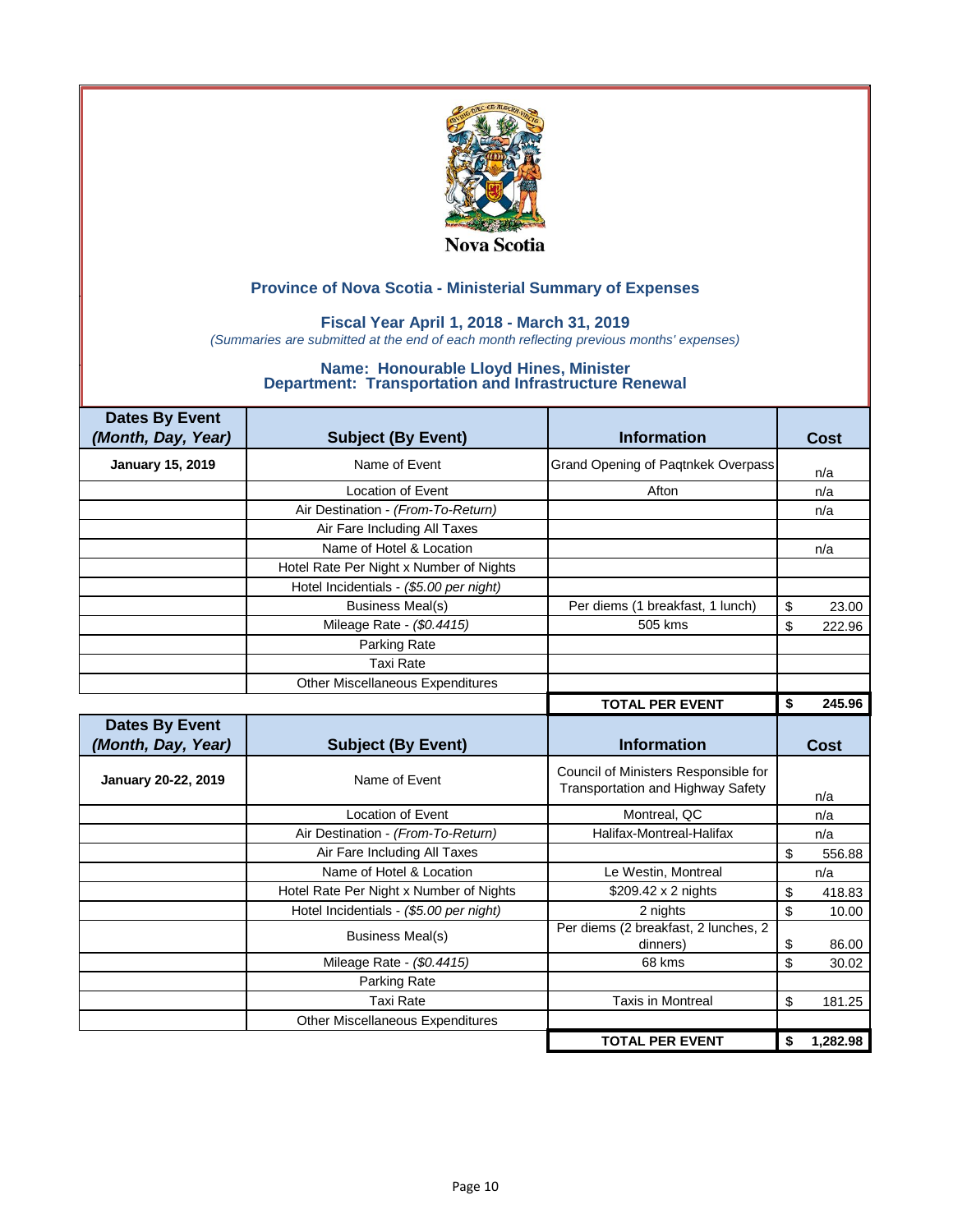Nova Scotia

## Province of Nova Scotia - Ministerial Summary of Expenses

### Fiscal Year April 1, 2018 - March 31, 2019

*(Summaries are submitted at the end of each month reflecting previous months' expenses)*

### Name: Honourable Lloyd Hines, Minister
### Department: Transportation and Infrastructure Renewal

| Dates By Event *(Month, Day, Year)* | Subject (By Event) | Information | Cost |
|---|---|---|---|
| **January 15, 2019** | Name of Event | Grand Opening of Paqtnkek Overpass | n/a |
| | Location of Event | Afton | n/a |
| | Air Destination - *(From-To-Return)* | | n/a |
| | Air Fare Including All Taxes | | |
| | Name of Hotel & Location | | n/a |
| | Hotel Rate Per Night x Number of Nights | | |
| | Hotel Incidentials - *($5.00 per night)* | | |
| | Business Meal(s) | Per diems (1 breakfast, 1 lunch) | $ 23.00 |
| | Mileage Rate - *($0.4415)* | 505 kms | $ 222.96 |
| | Parking Rate | | |
| | Taxi Rate | | |
| | Other Miscellaneous Expenditures | | |
| | | **TOTAL PER EVENT** | **$ 245.96** |

| Dates By Event *(Month, Day, Year)* | Subject (By Event) | Information | Cost |
|---|---|---|---|
| **January 20-22, 2019** | Name of Event | Council of Ministers Responsible for Transportation and Highway Safety | n/a |
| | Location of Event | Montreal, QC | n/a |
| | Air Destination - *(From-To-Return)* | Halifax-Montreal-Halifax | n/a |
| | Air Fare Including All Taxes | | $ 556.88 |
| | Name of Hotel & Location | Le Westin, Montreal | n/a |
| | Hotel Rate Per Night x Number of Nights | $209.42 x 2 nights | $ 418.83 |
| | Hotel Incidentials - *($5.00 per night)* | 2 nights | $ 10.00 |
| | Business Meal(s) | Per diems (2 breakfast, 2 lunches, 2 dinners) | $ 86.00 |
| | Mileage Rate - *($0.4415)* | 68 kms | $ 30.02 |
| | Parking Rate | | |
| | Taxi Rate | Taxis in Montreal | $ 181.25 |
| | Other Miscellaneous Expenditures | | |
| | | **TOTAL PER EVENT** | **$ 1,282.98** |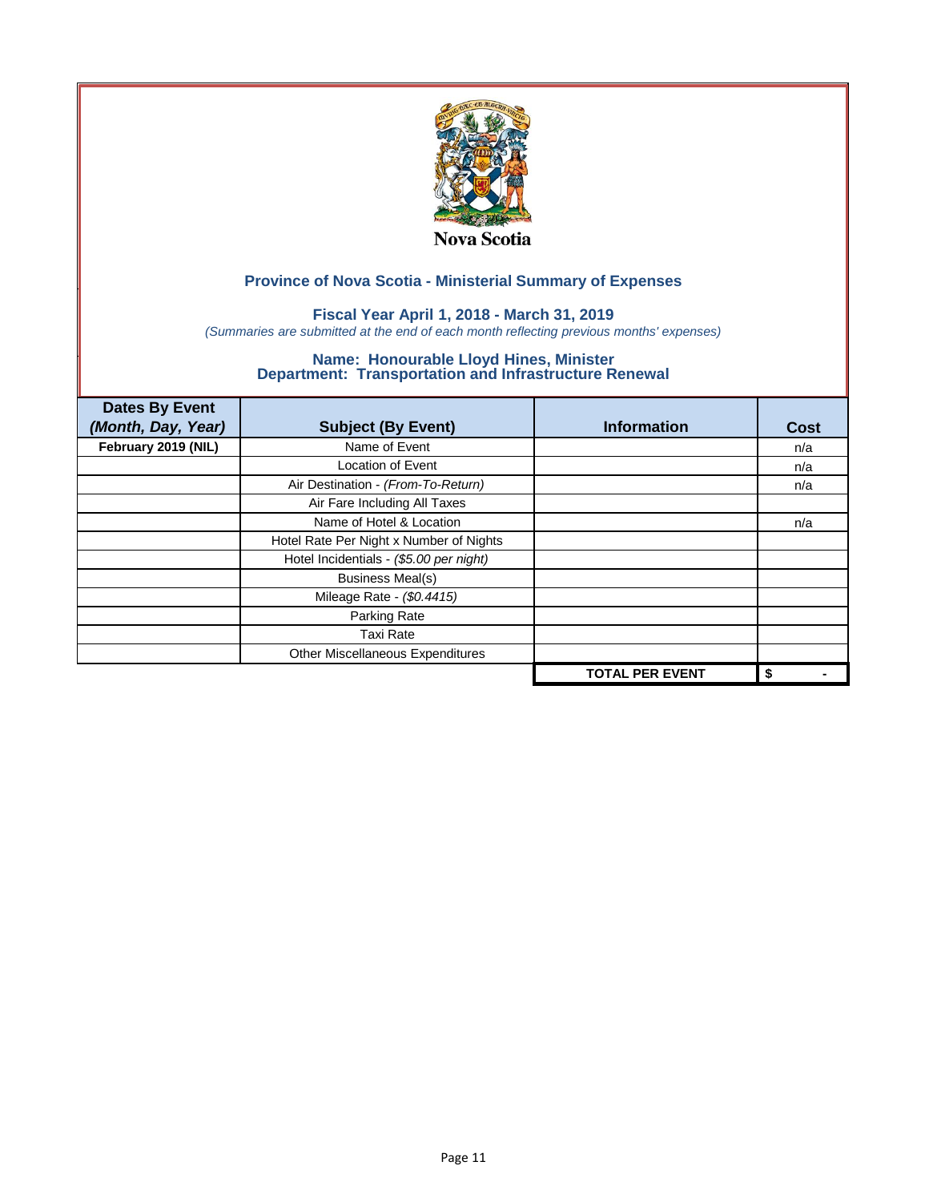Nova Scotia

## Province of Nova Scotia - Ministerial Summary of Expenses

### Fiscal Year April 1, 2018 - March 31, 2019

*(Summaries are submitted at the end of each month reflecting previous months' expenses)*

### Name: Honourable Lloyd Hines, Minister
### Department: Transportation and Infrastructure Renewal

| Dates By Event *(Month, Day, Year)* | Subject (By Event) | Information | Cost |
|---|---|---|---|
| **February 2019 (NIL)** | Name of Event | | n/a |
| | Location of Event | | n/a |
| | Air Destination - *(From-To-Return)* | | n/a |
| | Air Fare Including All Taxes | | |
| | Name of Hotel & Location | | n/a |
| | Hotel Rate Per Night x Number of Nights | | |
| | Hotel Incidentials - *($5.00 per night)* | | |
| | Business Meal(s) | | |
| | Mileage Rate - *($0.4415)* | | |
| | Parking Rate | | |
| | Taxi Rate | | |
| | Other Miscellaneous Expenditures | | |
| | | **TOTAL PER EVENT** | **$ -** |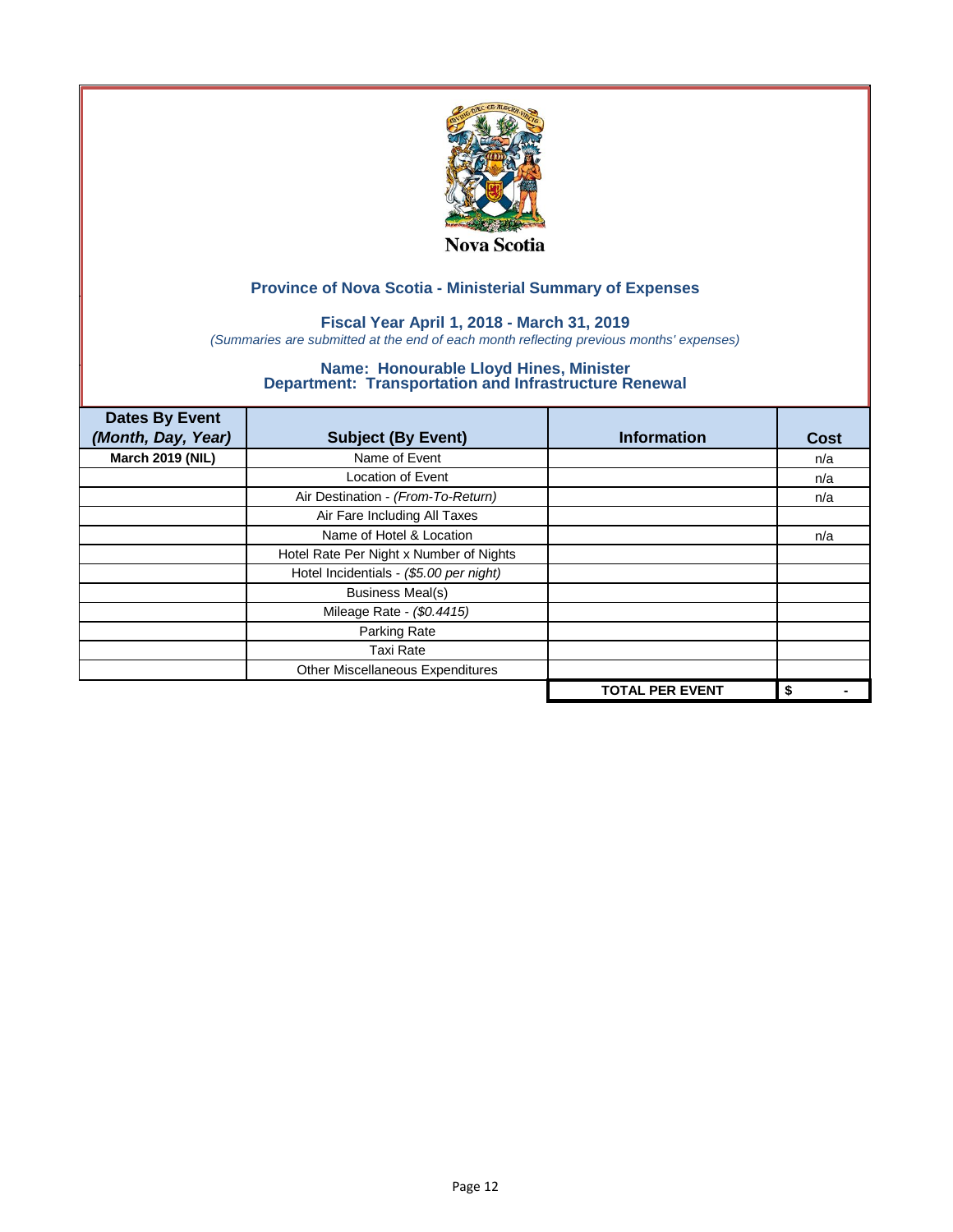Nova Scotia

## Province of Nova Scotia - Ministerial Summary of Expenses

### Fiscal Year April 1, 2018 - March 31, 2019

*(Summaries are submitted at the end of each month reflecting previous months' expenses)*

### Name: Honourable Lloyd Hines, Minister
### Department: Transportation and Infrastructure Renewal

| Dates By Event *(Month, Day, Year)* | Subject (By Event) | Information | Cost |
|---|---|---|---|
| **March 2019 (NIL)** | Name of Event | | n/a |
| | Location of Event | | n/a |
| | Air Destination - *(From-To-Return)* | | n/a |
| | Air Fare Including All Taxes | | |
| | Name of Hotel & Location | | n/a |
| | Hotel Rate Per Night x Number of Nights | | |
| | Hotel Incidentials - *($5.00 per night)* | | |
| | Business Meal(s) | | |
| | Mileage Rate - *($0.4415)* | | |
| | Parking Rate | | |
| | Taxi Rate | | |
| | Other Miscellaneous Expenditures | | |
| | | **TOTAL PER EVENT** | **$ -** |